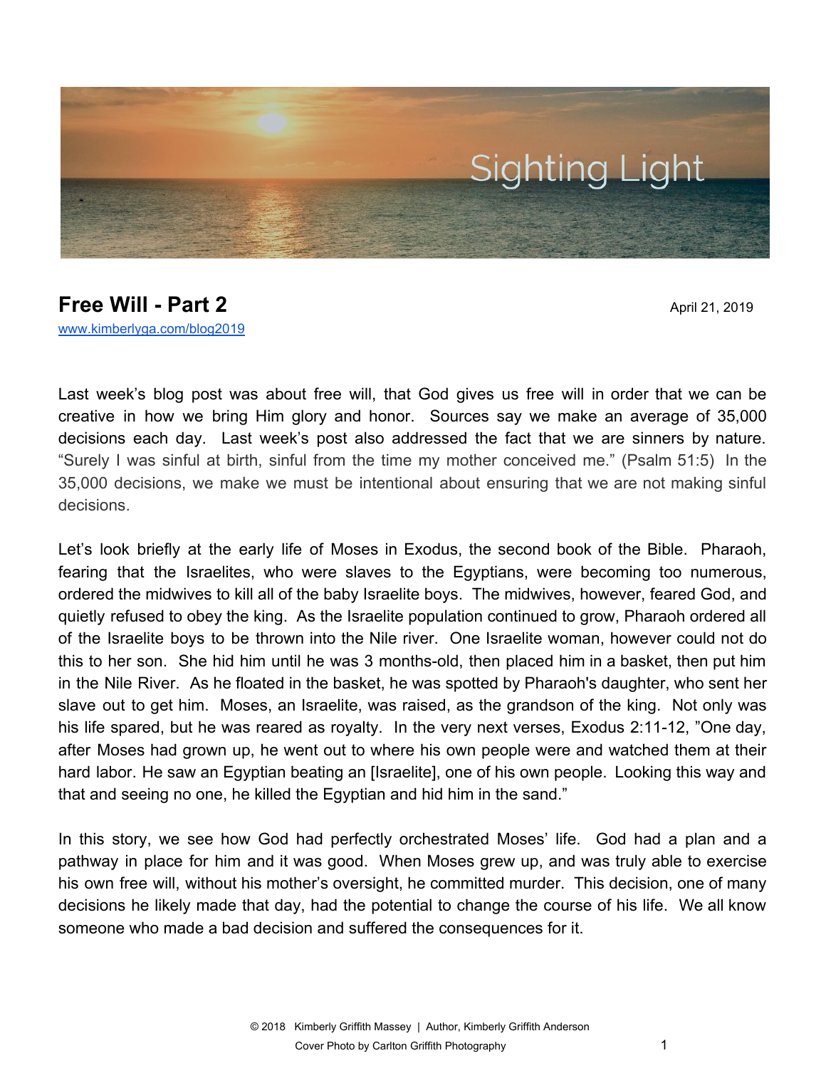Sighting Light

# Free Well - Part 2

April 21, 2019

[www.kimberlyga.com/blog2019](www.kimberlyga.com/blog2019)

Last week's blog post was about free will, that God gives us free will in order that we can be creative in how we bring Him glory and honor. Sources say we make an average of 35,000 decisions each day. Last week's post also addressed the fact that we are sinners by nature. "Surely I was sinful at birth, sinful from the time my mother conceived me." (Psalm 51:5) In the 35,000 decisions, we make we must be intentional about ensuring that we are not making sinful decisions.

Let's look briefly at the early life of Moses in Exodus, the second book of the Bible. Pharaoh, fearing that the Israelites, who were slaves to the Egyptians, were becoming too numerous, ordered the midwives to kill all of the baby Israelite boys. The midwives, however, feared God, and quietly refused to obey the king. As the Israelite population continued to grow, Pharaoh ordered all of the Israelite boys to be thrown into the Nile river. One Israelite woman, however could not do this to her son. She hid him until he was 3 months-old, then placed him in a basket, then put him in the Nile River. As he floated in the basket, he was spotted by Pharaoh's daughter, who sent her slave out to get him. Moses, an Israelite, was raised, as the grandson of the king. Not only was his life spared, but he was reared as royalty. In the very next verses, Exodus 2:11-12, "One day, after Moses had grown up, he went out to where his own people were and watched them at their hard labor. He saw an Egyptian beating an [Israelite], one of his own people. Looking this way and that and seeing no one, he killed the Egyptian and hid him in the sand."

In this story, we see how God had perfectly orchestrated Moses' life. God had a plan and a pathway in place for him and it was good. When Moses grew up, and was truly able to exercise his own free will, without his mother's oversight, he committed murder. This decision, one of many decisions he likely made that day, had the potential to change the course of his life. We all know someone who made a bad decision and suffered the consequences for it.

© 2018 Kimberly Griffith Massey | Author, Kimberly Griffith Anderson

Cover Photo by Carlton Griffith Photography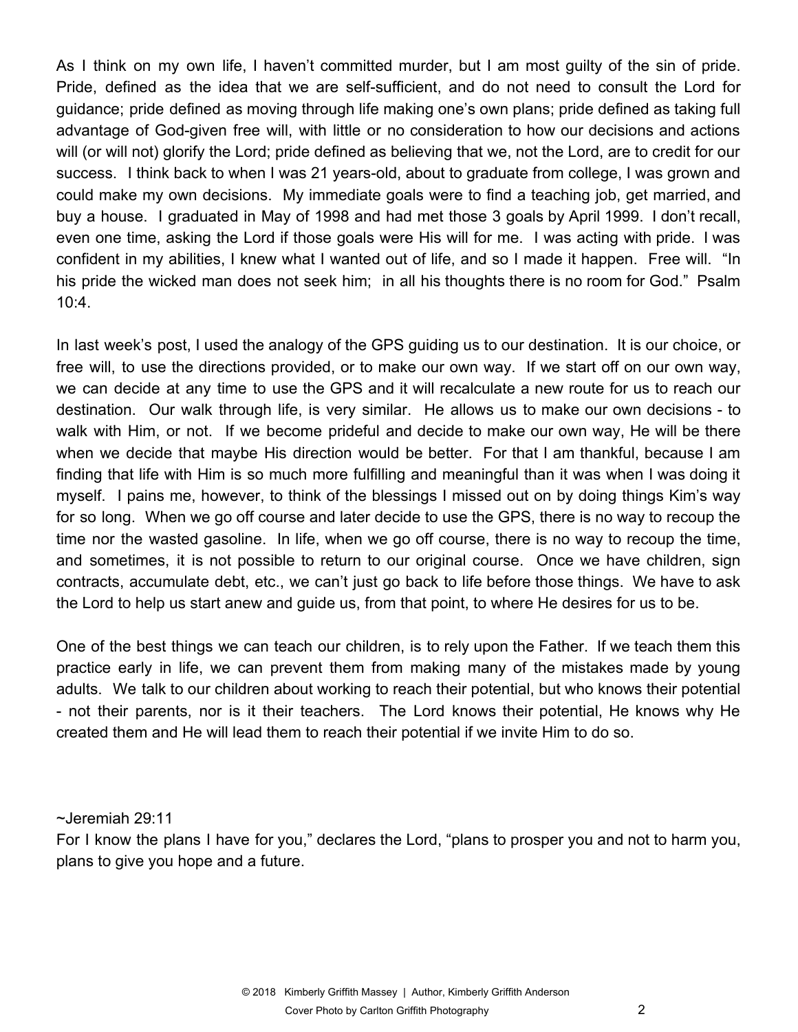As I think on my own life, I haven't committed murder, but I am most guilty of the sin of pride. Pride, defined as the idea that we are self-sufficient, and do not need to consult the Lord for guidance; pride defined as moving through life making one's own plans; pride defined as taking full advantage of God-given free will, with little or no consideration to how our decisions and actions will (or will not) glorify the Lord; pride defined as believing that we, not the Lord, are to credit for our success. I think back to when I was 21 years-old, about to graduate from college, I was grown and could make my own decisions. My immediate goals were to find a teaching job, get married, and buy a house. I graduated in May of 1998 and had met those 3 goals by April 1999. I don't recall, even one time, asking the Lord if those goals were His will for me. I was acting with pride. I was confident in my abilities, I knew what I wanted out of life, and so I made it happen. Free will. "In his pride the wicked man does not seek him; in all his thoughts there is no room for God." Psalm 10:4.

In last week's post, I used the analogy of the GPS guiding us to our destination. It is our choice, or free will, to use the directions provided, or to make our own way. If we start off on our own way, we can decide at any time to use the GPS and it will recalculate a new route for us to reach our destination. Our walk through life, is very similar. He allows us to make our own decisions - to walk with Him, or not. If we become prideful and decide to make our own way, He will be there when we decide that maybe His direction would be better. For that I am thankful, because I am finding that life with Him is so much more fulfilling and meaningful than it was when I was doing it myself. I pains me, however, to think of the blessings I missed out on by doing things Kim's way for so long. When we go off course and later decide to use the GPS, there is no way to recoup the time nor the wasted gasoline. In life, when we go off course, there is no way to recoup the time, and sometimes, it is not possible to return to our original course. Once we have children, sign contracts, accumulate debt, etc., we can't just go back to life before those things. We have to ask the Lord to help us start anew and guide us, from that point, to where He desires for us to be.

One of the best things we can teach our children, is to rely upon the Father. If we teach them this practice early in life, we can prevent them from making many of the mistakes made by young adults. We talk to our children about working to reach their potential, but who knows their potential - not their parents, nor is it their teachers. The Lord knows their potential, He knows why He created them and He will lead them to reach their potential if we invite Him to do so.

~Jeremiah 29:11
For I know the plans I have for you," declares the Lord, "plans to prosper you and not to harm you, plans to give you hope and a future.

© 2018 Kimberly Griffith Massey | Author, Kimberly Griffith Anderson
Cover Photo by Carlton Griffith Photography